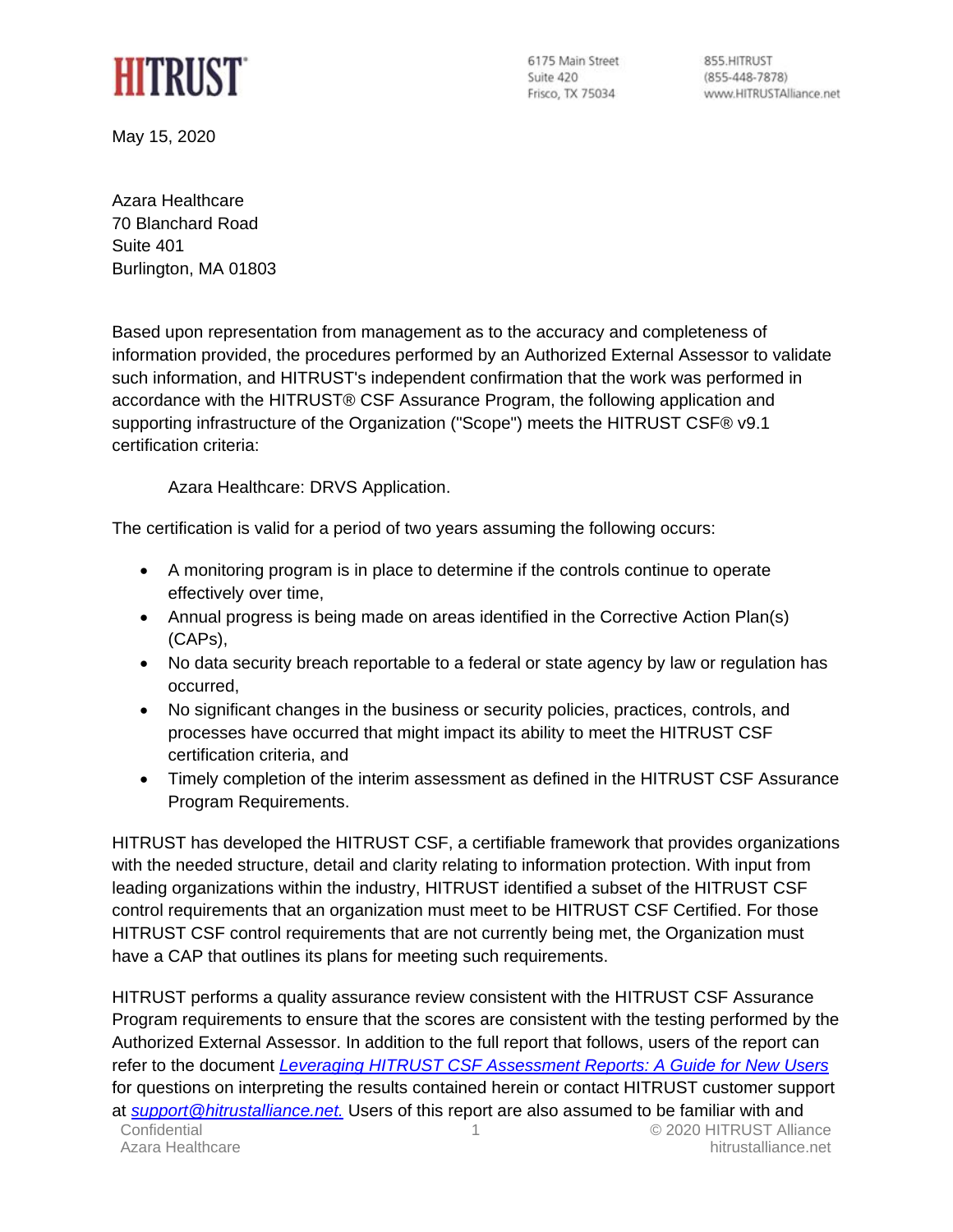**HITRUST**

6175 Main Street
Suite 420
Frisco, TX 75034

855.HITRUST
(855-448-7878)
www.HITRUSTAlliance.net

May 15, 2020

Azara Healthcare
70 Blanchard Road
Suite 401
Burlington, MA 01803

Based upon representation from management as to the accuracy and completeness of information provided, the procedures performed by an Authorized External Assessor to validate such information, and HITRUST's independent confirmation that the work was performed in accordance with the HITRUST® CSF Assurance Program, the following application and supporting infrastructure of the Organization ("Scope") meets the HITRUST CSF® v9.1 certification criteria:

Azara Healthcare: DRVS Application.

The certification is valid for a period of two years assuming the following occurs:

- A monitoring program is in place to determine if the controls continue to operate effectively over time,
- Annual progress is being made on areas identified in the Corrective Action Plan(s) (CAPs),
- No data security breach reportable to a federal or state agency by law or regulation has occurred,
- No significant changes in the business or security policies, practices, controls, and processes have occurred that might impact its ability to meet the HITRUST CSF certification criteria, and
- Timely completion of the interim assessment as defined in the HITRUST CSF Assurance Program Requirements.

HITRUST has developed the HITRUST CSF, a certifiable framework that provides organizations with the needed structure, detail and clarity relating to information protection. With input from leading organizations within the industry, HITRUST identified a subset of the HITRUST CSF control requirements that an organization must meet to be HITRUST CSF Certified. For those HITRUST CSF control requirements that are not currently being met, the Organization must have a CAP that outlines its plans for meeting such requirements.

HITRUST performs a quality assurance review consistent with the HITRUST CSF Assurance Program requirements to ensure that the scores are consistent with the testing performed by the Authorized External Assessor. In addition to the full report that follows, users of the report can refer to the document *Leveraging HITRUST CSF Assessment Reports: A Guide for New Users* for questions on interpreting the results contained herein or contact HITRUST customer support at *support@hitrustalliance.net.* Users of this report are also assumed to be familiar with and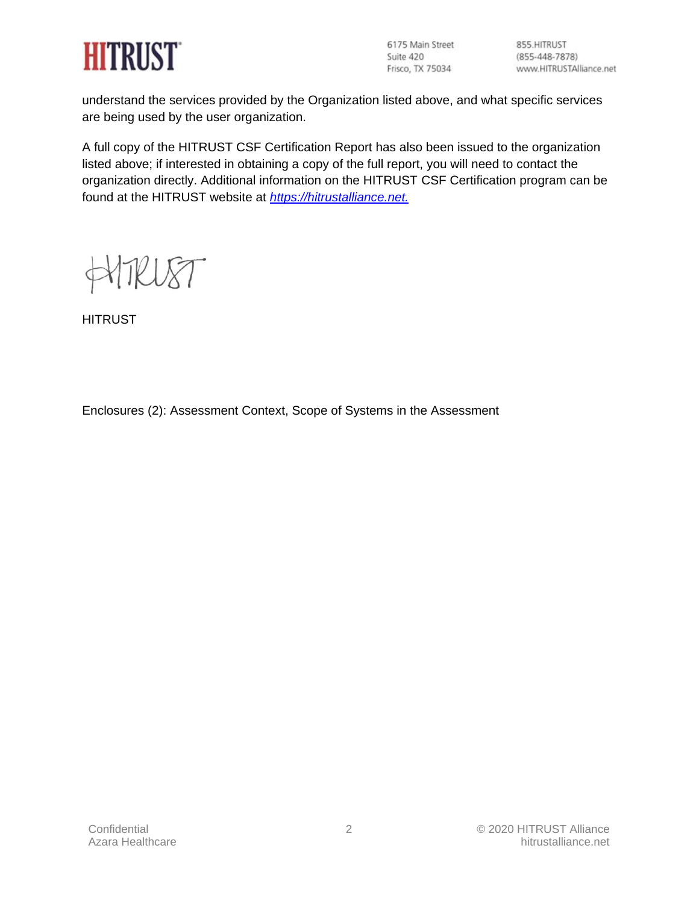understand the services provided by the Organization listed above, and what specific services are being used by the user organization.

A full copy of the HITRUST CSF Certification Report has also been issued to the organization listed above; if interested in obtaining a copy of the full report, you will need to contact the organization directly. Additional information on the HITRUST CSF Certification program can be found at the HITRUST website at [https://hitrustalliance.net.](https://hitrustalliance.net)

HITRUST

Enclosures (2): Assessment Context, Scope of Systems in the Assessment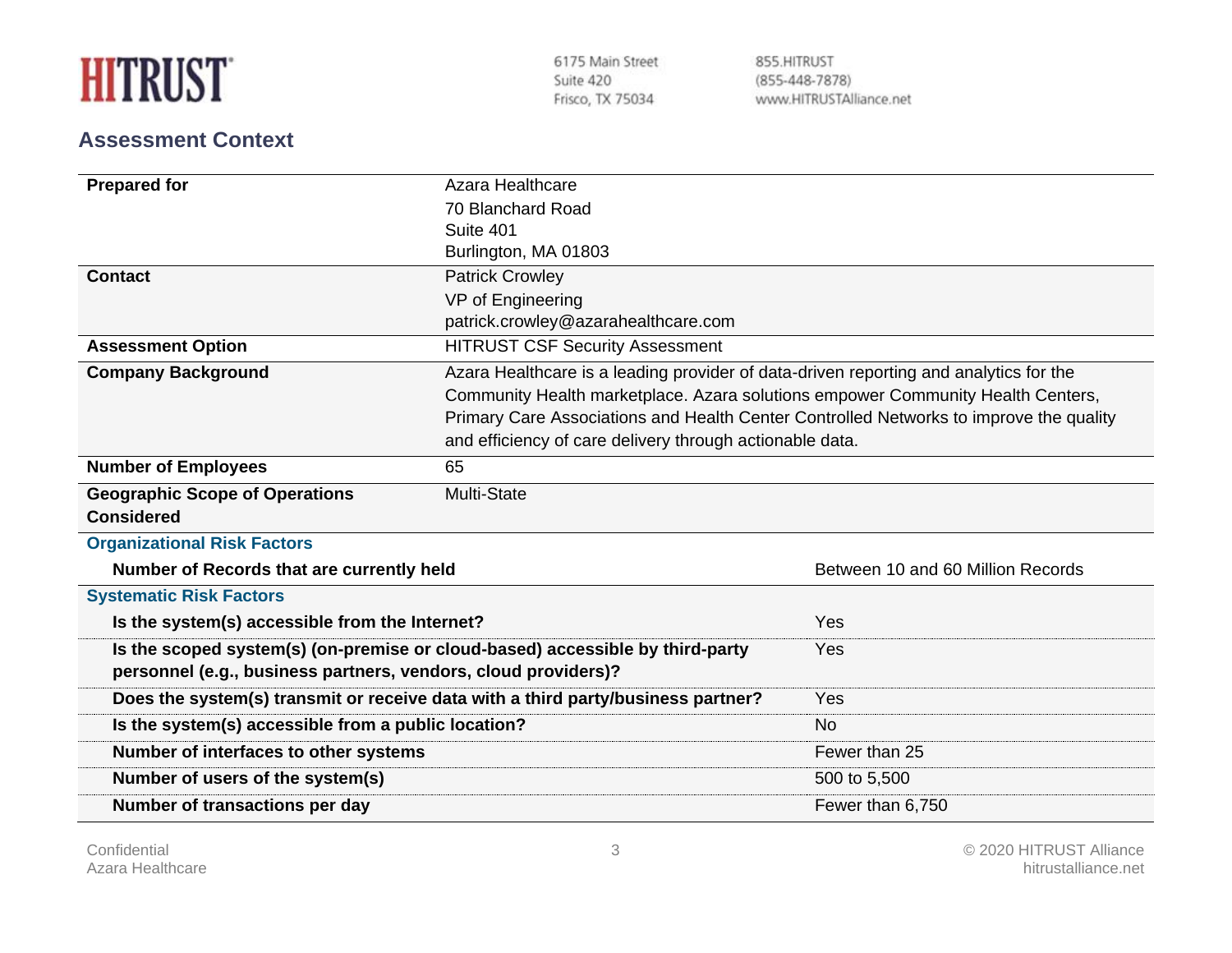HITRUST

6175 Main Street
Suite 420
Frisco, TX 75034

855.HITRUST
(855-448-7878)
www.HITRUSTAlliance.net

## Assessment Context

| | |
|---|---|
| **Prepared for** | Azara Healthcare<br>70 Blanchard Road<br>Suite 401<br>Burlington, MA 01803 |
| **Contact** | Patrick Crowley<br>VP of Engineering<br>patrick.crowley@azarahealthcare.com |
| **Assessment Option** | HITRUST CSF Security Assessment |
| **Company Background** | Azara Healthcare is a leading provider of data-driven reporting and analytics for the Community Health marketplace. Azara solutions empower Community Health Centers, Primary Care Associations and Health Center Controlled Networks to improve the quality and efficiency of care delivery through actionable data. |
| **Number of Employees** | 65 |
| **Geographic Scope of Operations Considered** | Multi-State |

### Organizational Risk Factors

| | |
|---|---|
| **Number of Records that are currently held** | Between 10 and 60 Million Records |

### Systematic Risk Factors

| | |
|---|---|
| **Is the system(s) accessible from the Internet?** | Yes |
| **Is the scoped system(s) (on-premise or cloud-based) accessible by third-party personnel (e.g., business partners, vendors, cloud providers)?** | Yes |
| **Does the system(s) transmit or receive data with a third party/business partner?** | Yes |
| **Is the system(s) accessible from a public location?** | No |
| **Number of interfaces to other systems** | Fewer than 25 |
| **Number of users of the system(s)** | 500 to 5,500 |
| **Number of transactions per day** | Fewer than 6,750 |

Confidential
Azara Healthcare

© 2020 HITRUST Alliance
hitrustalliance.net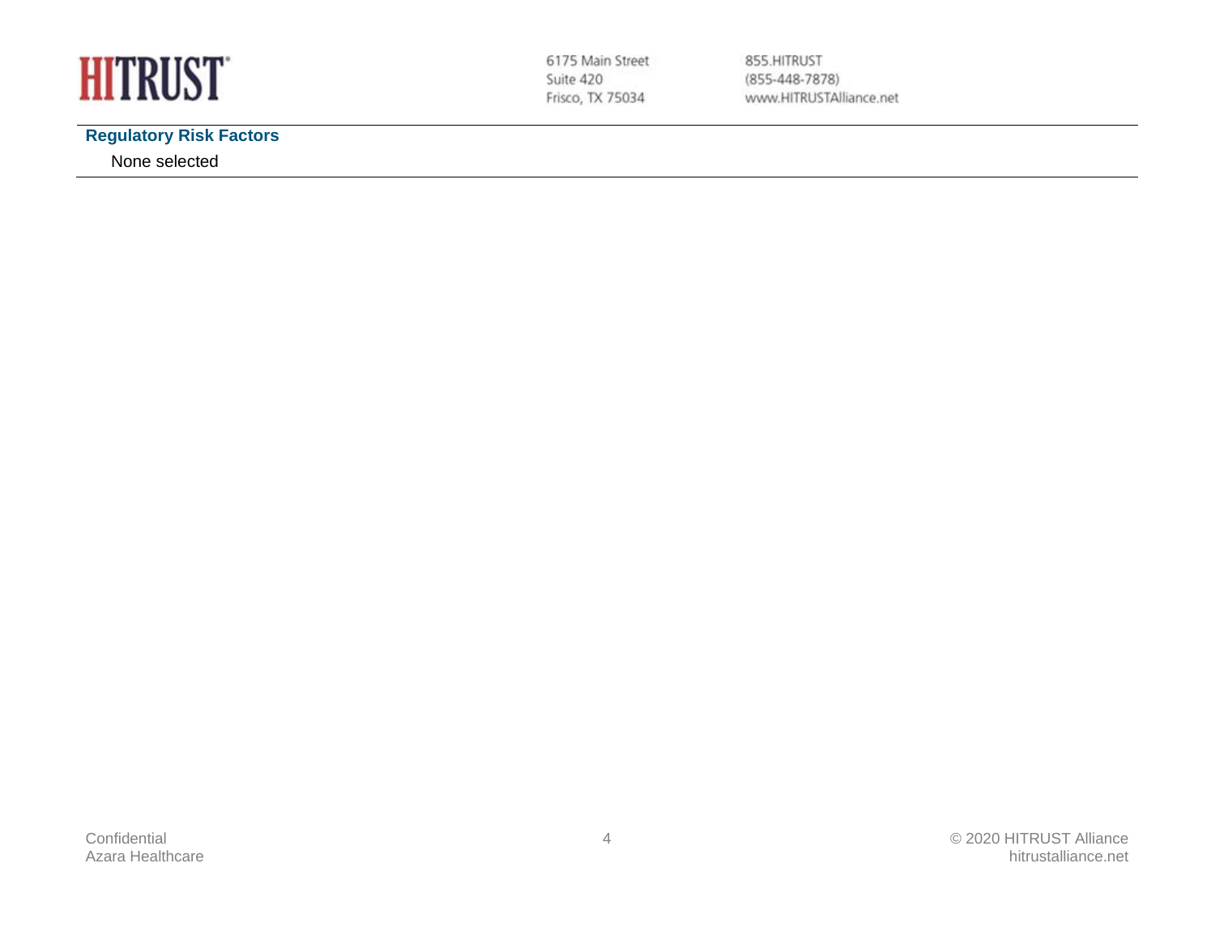**Regulatory Risk Factors**

None selected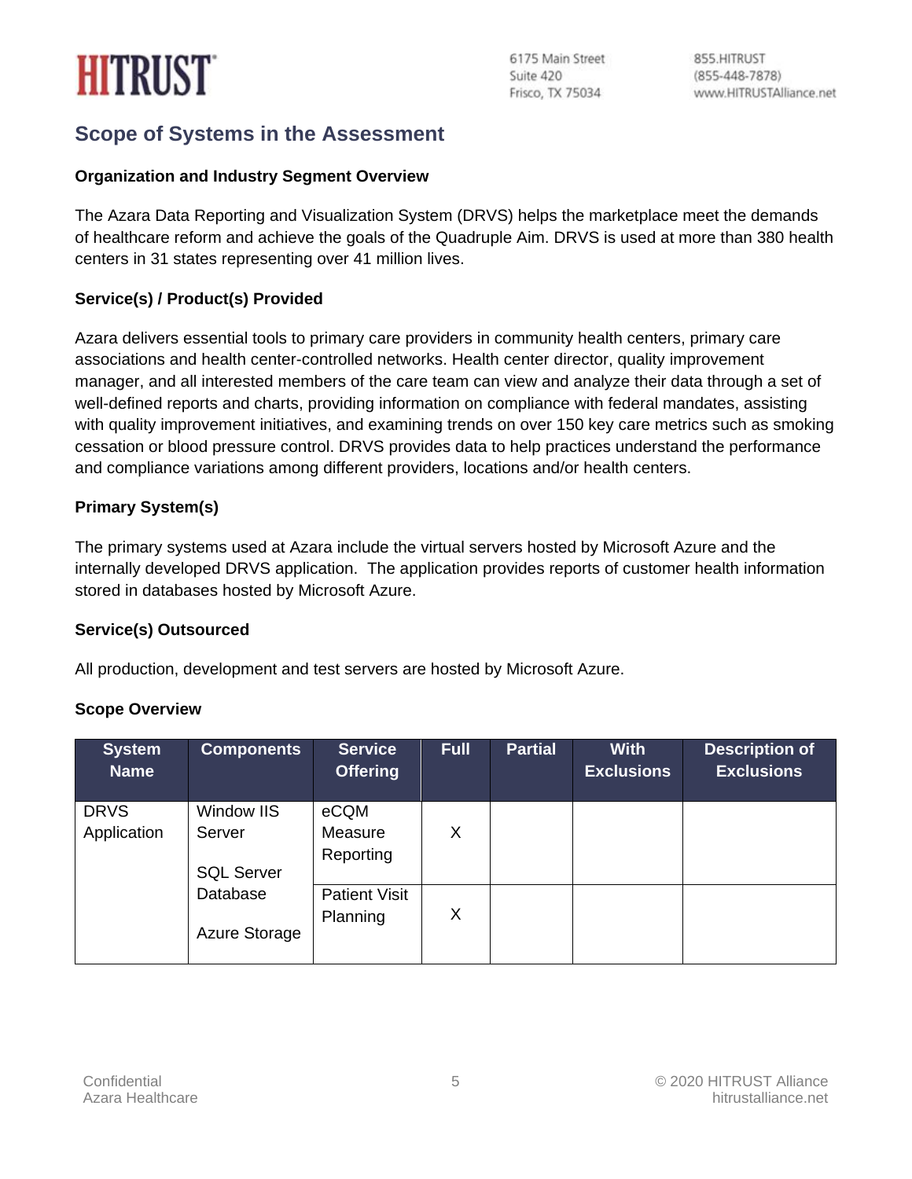## Scope of Systems in the Assessment

**Organization and Industry Segment Overview**

The Azara Data Reporting and Visualization System (DRVS) helps the marketplace meet the demands of healthcare reform and achieve the goals of the Quadruple Aim. DRVS is used at more than 380 health centers in 31 states representing over 41 million lives.

**Service(s) / Product(s) Provided**

Azara delivers essential tools to primary care providers in community health centers, primary care associations and health center-controlled networks. Health center director, quality improvement manager, and all interested members of the care team can view and analyze their data through a set of well-defined reports and charts, providing information on compliance with federal mandates, assisting with quality improvement initiatives, and examining trends on over 150 key care metrics such as smoking cessation or blood pressure control. DRVS provides data to help practices understand the performance and compliance variations among different providers, locations and/or health centers.

**Primary System(s)**

The primary systems used at Azara include the virtual servers hosted by Microsoft Azure and the internally developed DRVS application. The application provides reports of customer health information stored in databases hosted by Microsoft Azure.

**Service(s) Outsourced**

All production, development and test servers are hosted by Microsoft Azure.

**Scope Overview**

| System Name | Components | Service Offering | Full | Partial | With Exclusions | Description of Exclusions |
|---|---|---|---|---|---|---|
| DRVS Application | Window IIS Server<br><br>SQL Server Database<br><br>Azure Storage | eCQM Measure Reporting | X | | | |
| | | Patient Visit Planning | X | | | |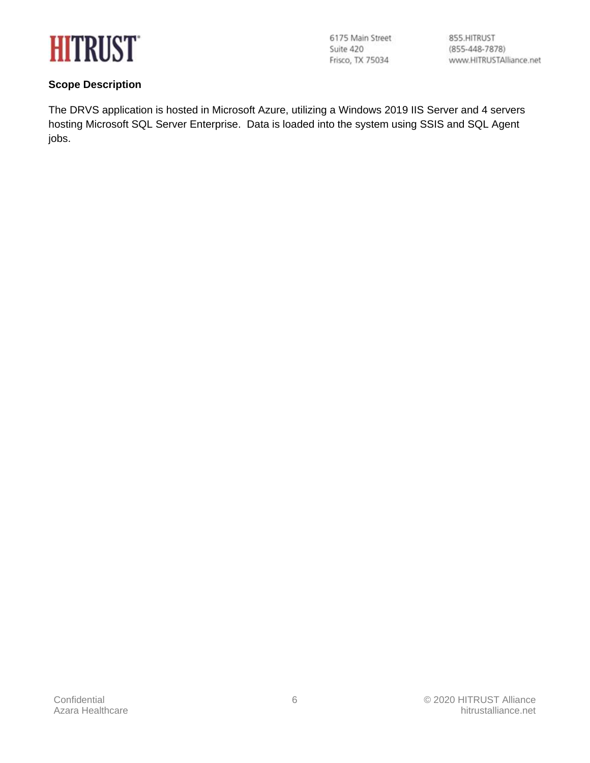**Scope Description**

The DRVS application is hosted in Microsoft Azure, utilizing a Windows 2019 IIS Server and 4 servers hosting Microsoft SQL Server Enterprise. Data is loaded into the system using SSIS and SQL Agent jobs.